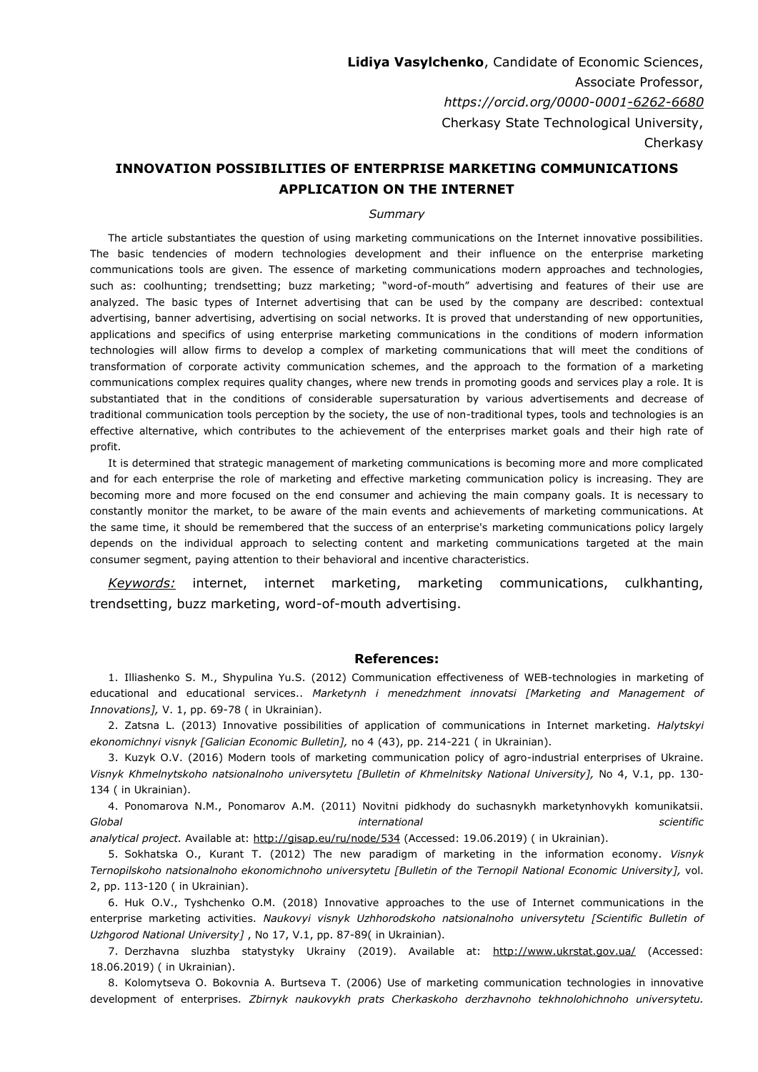**Lidiya Vasylchenko**, Candidate of Economic Sciences,
Associate Professor,
*https://orcid.org/0000-0001-6262-6680*
Cherkasy State Technological University,
Cherkasy

## INNOVATION POSSIBILITIES OF ENTERPRISE MARKETING COMMUNICATIONS APPLICATION ON THE INTERNET

*Summary*

The article substantiates the question of using marketing communications on the Internet innovative possibilities. The basic tendencies of modern technologies development and their influence on the enterprise marketing communications tools are given. The essence of marketing communications modern approaches and technologies, such as: coolhunting; trendsetting; buzz marketing; "word-of-mouth" advertising and features of their use are analyzed. The basic types of Internet advertising that can be used by the company are described: contextual advertising, banner advertising, advertising on social networks. It is proved that understanding of new opportunities, applications and specifics of using enterprise marketing communications in the conditions of modern information technologies will allow firms to develop a complex of marketing communications that will meet the conditions of transformation of corporate activity communication schemes, and the approach to the formation of a marketing communications complex requires quality changes, where new trends in promoting goods and services play a role. It is substantiated that in the conditions of considerable supersaturation by various advertisements and decrease of traditional communication tools perception by the society, the use of non-traditional types, tools and technologies is an effective alternative, which contributes to the achievement of the enterprises market goals and their high rate of profit.

It is determined that strategic management of marketing communications is becoming more and more complicated and for each enterprise the role of marketing and effective marketing communication policy is increasing. They are becoming more and more focused on the end consumer and achieving the main company goals. It is necessary to constantly monitor the market, to be aware of the main events and achievements of marketing communications. At the same time, it should be remembered that the success of an enterprise's marketing communications policy largely depends on the individual approach to selecting content and marketing communications targeted at the main consumer segment, paying attention to their behavioral and incentive characteristics.

*Keywords:* internet, internet marketing, marketing communications, culkhanting, trendsetting, buzz marketing, word-of-mouth advertising.

### References:

1. Illiashenko S. M., Shypulina Yu.S. (2012) Communication effectiveness of WEB-technologies in marketing of educational and educational services.. *Marketynh i menedzhment innovatsi [Marketing and Management of Innovations],* V. 1, pp. 69-78 ( in Ukrainian).
2. Zatsna L. (2013) Innovative possibilities of application of communications in Internet marketing. *Halytskyi ekonomichnyi visnyk [Galician Economic Bulletin],* no 4 (43), pp. 214-221 ( in Ukrainian).
3. Kuzyk O.V. (2016) Modern tools of marketing communication policy of agro-industrial enterprises of Ukraine. *Visnyk Khmelnytskoho natsionalnoho universytetu [Bulletin of Khmelnitsky National University],* No 4, V.1, pp. 130-134 ( in Ukrainian).
4. Ponomarova N.M., Ponomarov A.M. (2011) Novitni pidkhody do suchasnykh marketynhovykh komunikatsii. *Global international scientific analytical project.* Available at: http://gisap.eu/ru/node/534 (Accessed: 19.06.2019) ( in Ukrainian).
5. Sokhatska O., Kurant T. (2012) The new paradigm of marketing in the information economy. *Visnyk Ternopilskoho natsionalnoho ekonomichnoho universytetu [Bulletin of the Ternopil National Economic University],* vol. 2, pp. 113-120 ( in Ukrainian).
6. Huk O.V., Tyshchenko O.M. (2018) Innovative approaches to the use of Internet communications in the enterprise marketing activities. *Naukovyi visnyk Uzhhorodskoho natsionalnoho universytetu [Scientific Bulletin of Uzhgorod National University]* , No 17, V.1, pp. 87-89( in Ukrainian).
7. Derzhavna sluzhba statystyky Ukrainy (2019). Available at: http://www.ukrstat.gov.ua/ (Accessed: 18.06.2019) ( in Ukrainian).
8. Kolomytseva O. Bokovnia A. Burtseva T. (2006) Use of marketing communication technologies in innovative development of enterprises. *Zbirnyk naukovykh prats Cherkaskoho derzhavnoho tekhnolohichnoho universytetu.*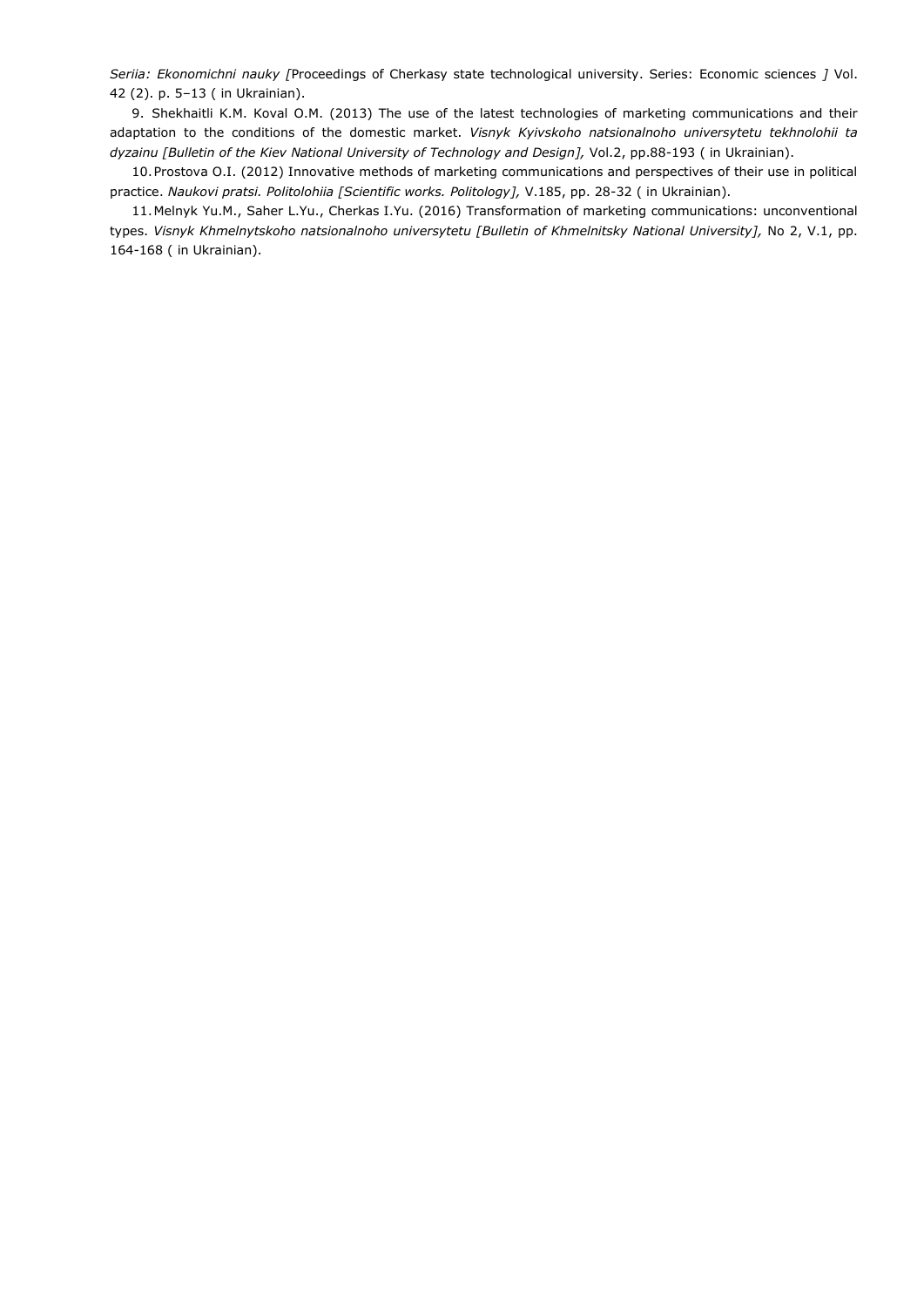*Seriia: Ekonomichni nauky [*Proceedings of Cherkasy state technological university. Series: Economic sciences *]* Vol. 42 (2). p. 5–13 ( in Ukrainian).

9. Shekhaitli K.M. Koval O.M. (2013) The use of the latest technologies of marketing communications and their adaptation to the conditions of the domestic market. *Visnyk Kyivskoho natsionalnoho universytetu tekhnolohii ta dyzainu [Bulletin of the Kiev National University of Technology and Design],* Vol.2, pp.88-193 ( in Ukrainian).

10. Prostova O.I. (2012) Innovative methods of marketing communications and perspectives of their use in political practice. *Naukovi pratsi. Politolohiia [Scientific works. Politology],* V.185, pp. 28-32 ( in Ukrainian).

11. Melnyk Yu.M., Saher L.Yu., Cherkas I.Yu. (2016) Transformation of marketing communications: unconventional types. *Visnyk Khmelnytskoho natsionalnoho universytetu [Bulletin of Khmelnitsky National University],* No 2, V.1, pp. 164-168 ( in Ukrainian).